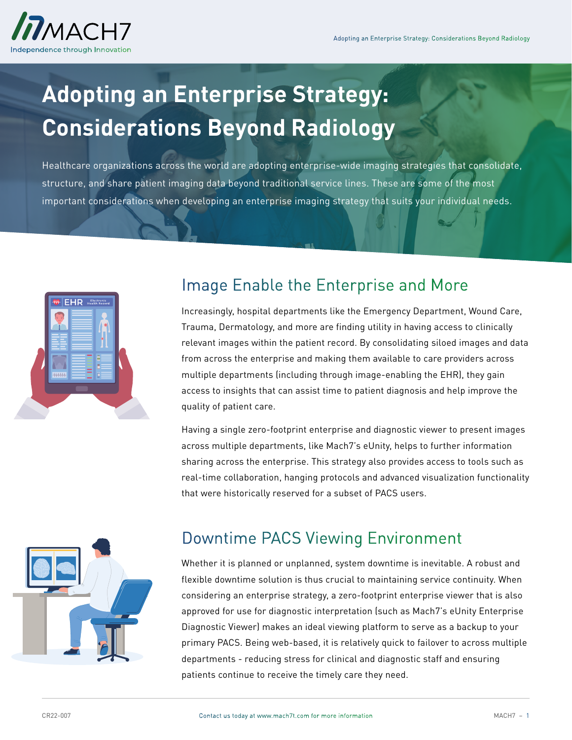# Adopting an Enterprise Strategy: Considerations Beyond Radiology

Healthcare organizations across the world are adopting enterprise-wide imaging strategies that consolidate, structure, and share patient imaging data beyond traditional service lines. These are some of the most important considerations when developing an enterprise imaging strategy that suits your individual needs.

## Image Enable the Enterprise and More

Increasingly, hospital departments like the Emergency Department, Wound Care, Trauma, Dermatology, and more are finding utility in having access to clinically relevant images within the patient record. By consolidating siloed images and data from across the enterprise and making them available to care providers across multiple departments (including through image-enabling the EHR), they gain access to insights that can assist time to patient diagnosis and help improve the quality of patient care.

Having a single zero-footprint enterprise and diagnostic viewer to present images across multiple departments, like Mach7's eUnity, helps to further information sharing across the enterprise. This strategy also provides access to tools such as real-time collaboration, hanging protocols and advanced visualization functionality that were historically reserved for a subset of PACS users.

## Downtime PACS Viewing Environment

Whether it is planned or unplanned, system downtime is inevitable. A robust and flexible downtime solution is thus crucial to maintaining service continuity. When considering an enterprise strategy, a zero-footprint enterprise viewer that is also approved for use for diagnostic interpretation (such as Mach7's eUnity Enterprise Diagnostic Viewer) makes an ideal viewing platform to serve as a backup to your primary PACS. Being web-based, it is relatively quick to failover to across multiple departments - reducing stress for clinical and diagnostic staff and ensuring patients continue to receive the timely care they need.

CR22-007

Contact us today at www.mach7t.com for more information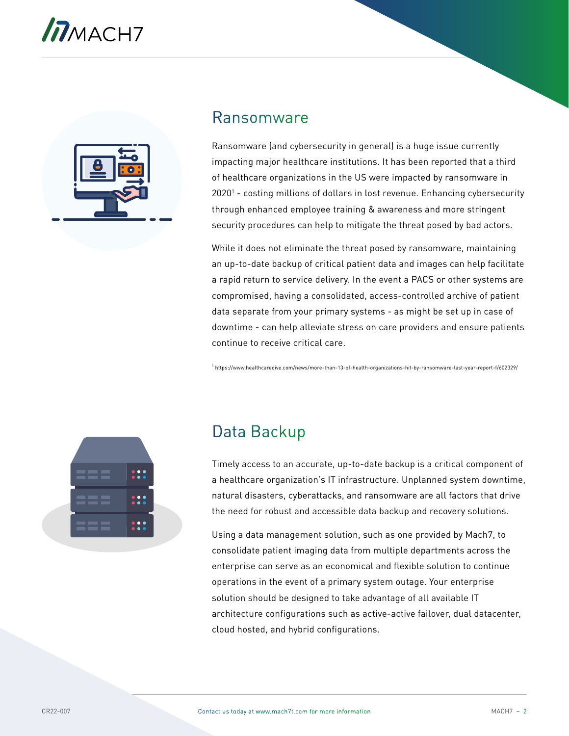## Ransomware

Ransomware (and cybersecurity in general) is a huge issue currently impacting major healthcare institutions. It has been reported that a third of healthcare organizations in the US were impacted by ransomware in 2020[1] - costing millions of dollars in lost revenue. Enhancing cybersecurity through enhanced employee training & awareness and more stringent security procedures can help to mitigate the threat posed by bad actors.

While it does not eliminate the threat posed by ransomware, maintaining an up-to-date backup of critical patient data and images can help facilitate a rapid return to service delivery. In the event a PACS or other systems are compromised, having a consolidated, access-controlled archive of patient data separate from your primary systems - as might be set up in case of downtime - can help alleviate stress on care providers and ensure patients continue to receive critical care.

[1] https://www.healthcaredive.com/news/more-than-13-of-health-organizations-hit-by-ransomware-last-year-report-f/602329/

## Data Backup

Timely access to an accurate, up-to-date backup is a critical component of a healthcare organization's IT infrastructure. Unplanned system downtime, natural disasters, cyberattacks, and ransomware are all factors that drive the need for robust and accessible data backup and recovery solutions.

Using a data management solution, such as one provided by Mach7, to consolidate patient imaging data from multiple departments across the enterprise can serve as an economical and flexible solution to continue operations in the event of a primary system outage. Your enterprise solution should be designed to take advantage of all available IT architecture configurations such as active-active failover, dual datacenter, cloud hosted, and hybrid configurations.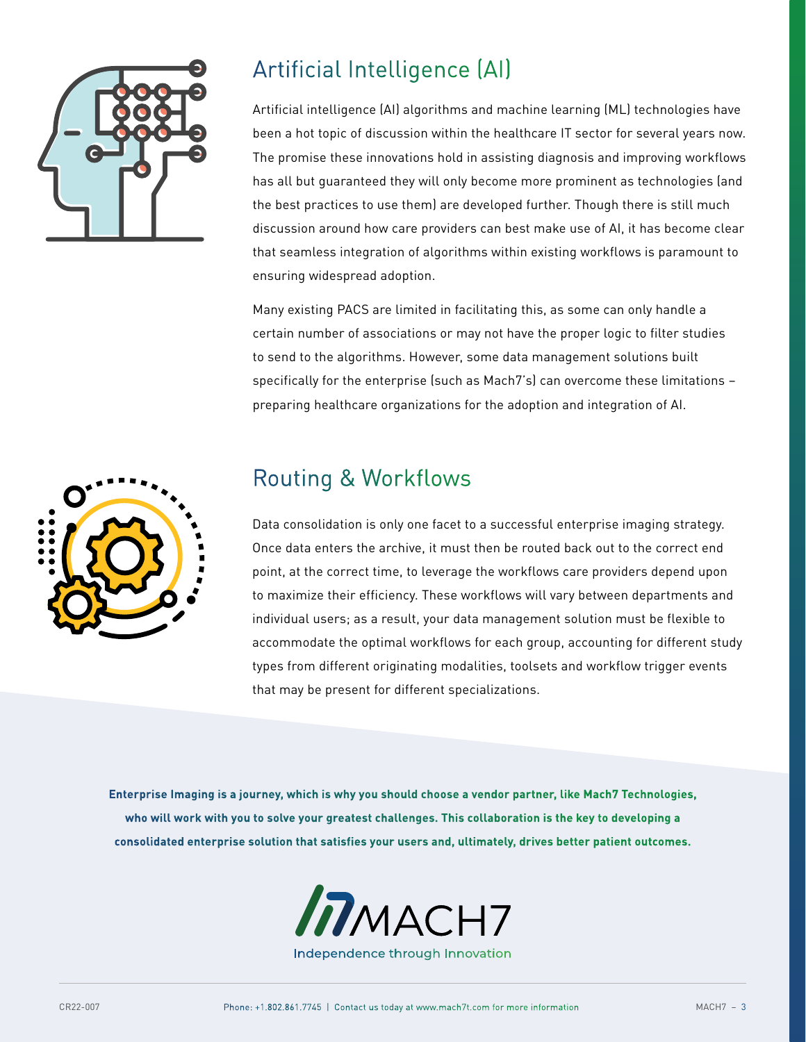## Artificial Intelligence (AI)

Artificial intelligence (AI) algorithms and machine learning (ML) technologies have been a hot topic of discussion within the healthcare IT sector for several years now. The promise these innovations hold in assisting diagnosis and improving workflows has all but guaranteed they will only become more prominent as technologies (and the best practices to use them) are developed further. Though there is still much discussion around how care providers can best make use of AI, it has become clear that seamless integration of algorithms within existing workflows is paramount to ensuring widespread adoption.

Many existing PACS are limited in facilitating this, as some can only handle a certain number of associations or may not have the proper logic to filter studies to send to the algorithms. However, some data management solutions built specifically for the enterprise (such as Mach7's) can overcome these limitations – preparing healthcare organizations for the adoption and integration of AI.

## Routing & Workflows

Data consolidation is only one facet to a successful enterprise imaging strategy. Once data enters the archive, it must then be routed back out to the correct end point, at the correct time, to leverage the workflows care providers depend upon to maximize their efficiency. These workflows will vary between departments and individual users; as a result, your data management solution must be flexible to accommodate the optimal workflows for each group, accounting for different study types from different originating modalities, toolsets and workflow trigger events that may be present for different specializations.

**Enterprise Imaging is a journey, which is why you should choose a vendor partner, like Mach7 Technologies, who will work with you to solve your greatest challenges. This collaboration is the key to developing a consolidated enterprise solution that satisfies your users and, ultimately, drives better patient outcomes.**

MACH7

Independence through Innovation

CR22-007

Phone: +1.802.861.7745 | Contact us today at www.mach7t.com for more information